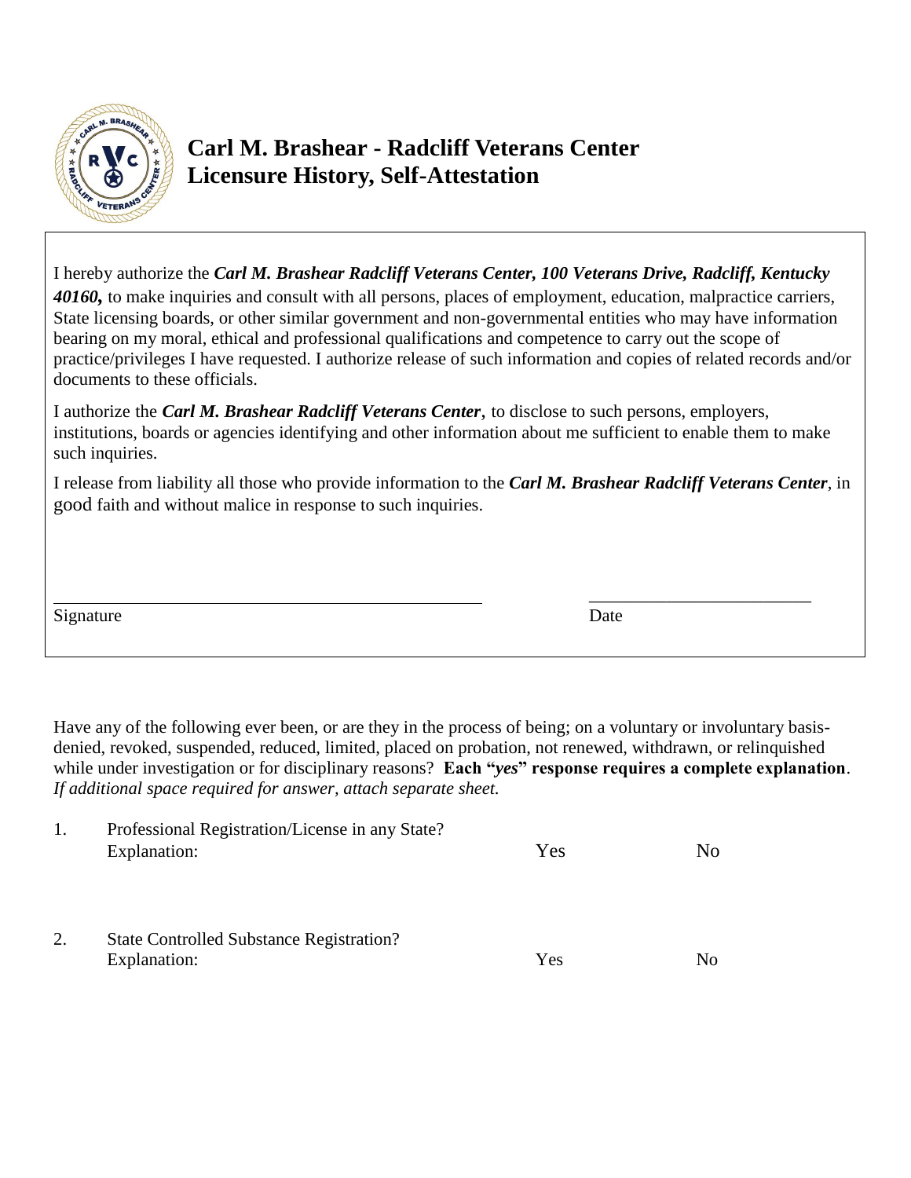# Carl M. Brashear - Radcliff Veterans Center
# Licensure History, Self-Attestation

I hereby authorize the ***Carl M. Brashear Radcliff Veterans Center, 100 Veterans Drive, Radcliff, Kentucky 40160,*** to make inquiries and consult with all persons, places of employment, education, malpractice carriers, State licensing boards, or other similar government and non-governmental entities who may have information bearing on my moral, ethical and professional qualifications and competence to carry out the scope of practice/privileges I have requested. I authorize release of such information and copies of related records and/or documents to these officials.

I authorize the ***Carl M. Brashear Radcliff Veterans Center***, to disclose to such persons, employers, institutions, boards or agencies identifying and other information about me sufficient to enable them to make such inquiries.

I release from liability all those who provide information to the ***Carl M. Brashear Radcliff Veterans Center***, in good faith and without malice in response to such inquiries.

\_\_\_\_\_\_\_\_\_\_\_\_\_\_\_\_\_\_\_\_\_\_\_\_\_\_\_\_\_\_\_\_\_\_\_\_\_\_\_\_\_\_\_\_\_\_\_\_ \_\_\_\_\_\_\_\_\_\_\_\_\_\_\_\_\_\_\_\_\_\_\_\_\_

Signature Date

Have any of the following ever been, or are they in the process of being; on a voluntary or involuntary basis- denied, revoked, suspended, reduced, limited, placed on probation, not renewed, withdrawn, or relinquished while under investigation or for disciplinary reasons? **Each "*yes*" response requires a complete explanation**. *If additional space required for answer, attach separate sheet.*

1. Professional Registration/License in any State? Yes No
   Explanation:

2. State Controlled Substance Registration? Yes No
   Explanation: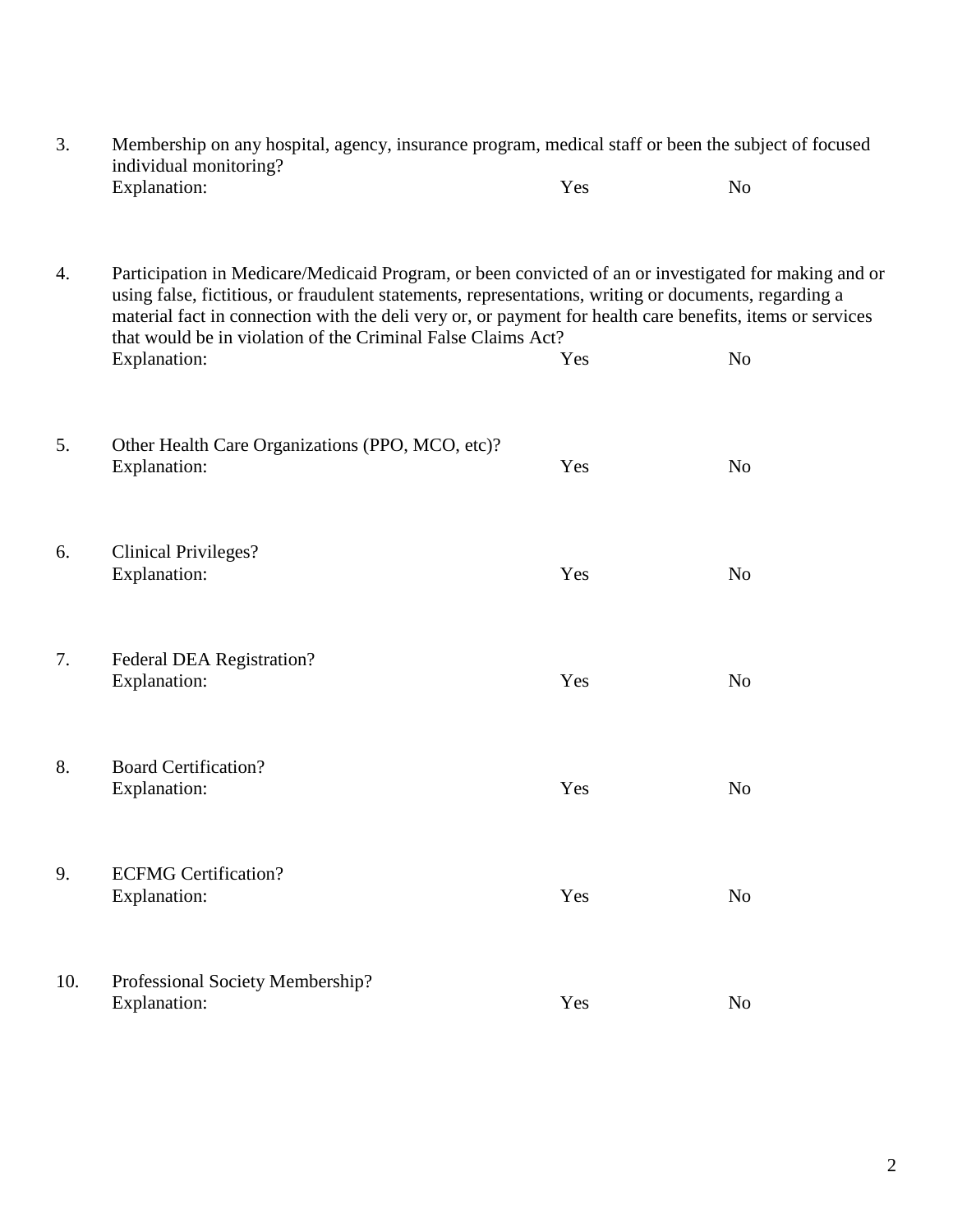3. Membership on any hospital, agency, insurance program, medical staff or been the subject of focused individual monitoring?
   Explanation: Yes No

4. Participation in Medicare/Medicaid Program, or been convicted of an or investigated for making and or using false, fictitious, or fraudulent statements, representations, writing or documents, regarding a material fact in connection with the deli very or, or payment for health care benefits, items or services that would be in violation of the Criminal False Claims Act?
   Explanation: Yes No

5. Other Health Care Organizations (PPO, MCO, etc)?
   Explanation: Yes No

6. Clinical Privileges?
   Explanation: Yes No

7. Federal DEA Registration?
   Explanation: Yes No

8. Board Certification?
   Explanation: Yes No

9. ECFMG Certification?
   Explanation: Yes No

10. Professional Society Membership?
    Explanation: Yes No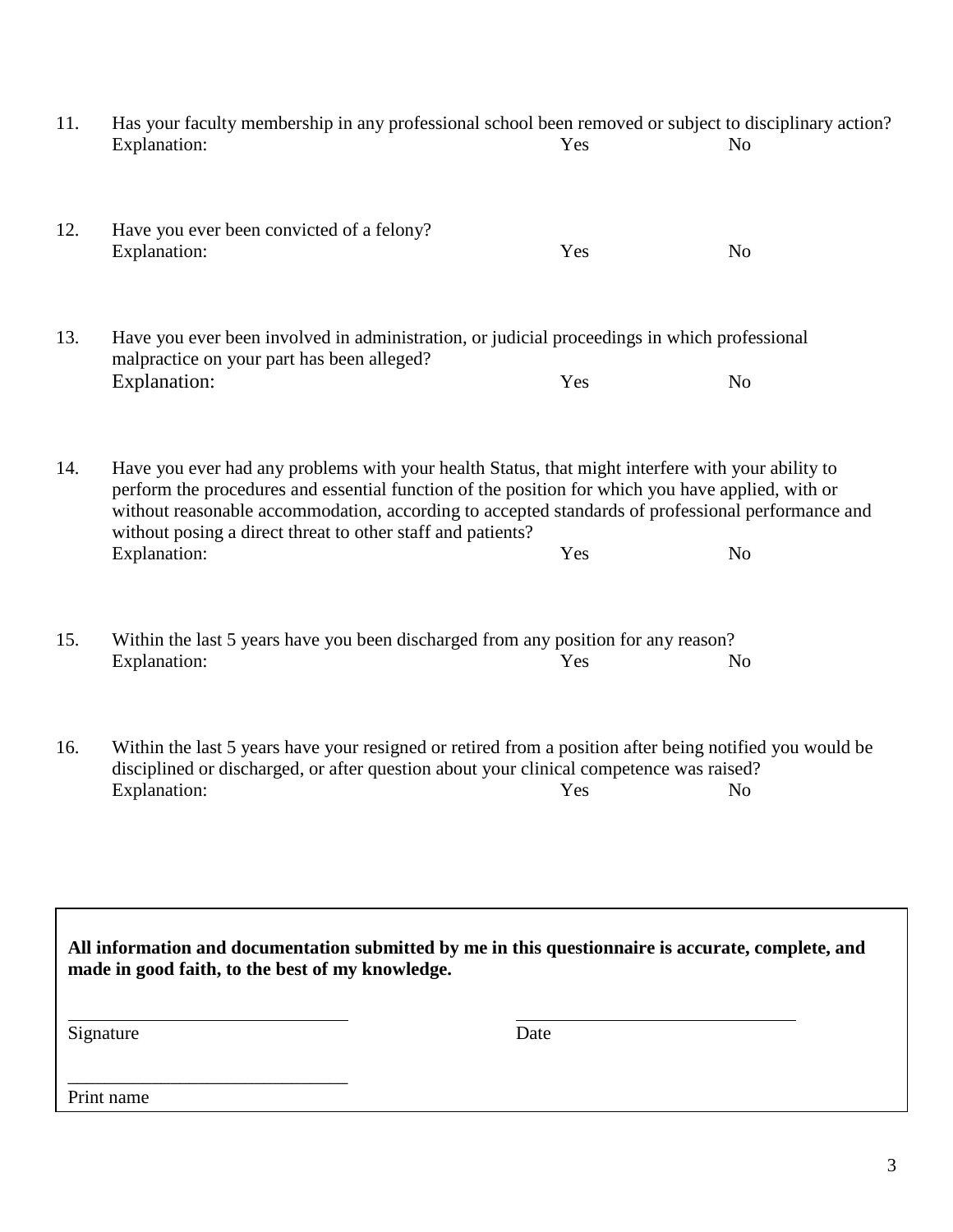11. Has your faculty membership in any professional school been removed or subject to disciplinary action?
    Explanation: Yes No

12. Have you ever been convicted of a felony?
    Explanation: Yes No

13. Have you ever been involved in administration, or judicial proceedings in which professional malpractice on your part has been alleged?
    Explanation: Yes No

14. Have you ever had any problems with your health Status, that might interfere with your ability to perform the procedures and essential function of the position for which you have applied, with or without reasonable accommodation, according to accepted standards of professional performance and without posing a direct threat to other staff and patients?
    Explanation: Yes No

15. Within the last 5 years have you been discharged from any position for any reason?
    Explanation: Yes No

16. Within the last 5 years have your resigned or retired from a position after being notified you would be disciplined or discharged, or after question about your clinical competence was raised?
    Explanation: Yes No

**All information and documentation submitted by me in this questionnaire is accurate, complete, and made in good faith, to the best of my knowledge.**

______________________________ ______________________________
Signature Date

______________________________
Print name